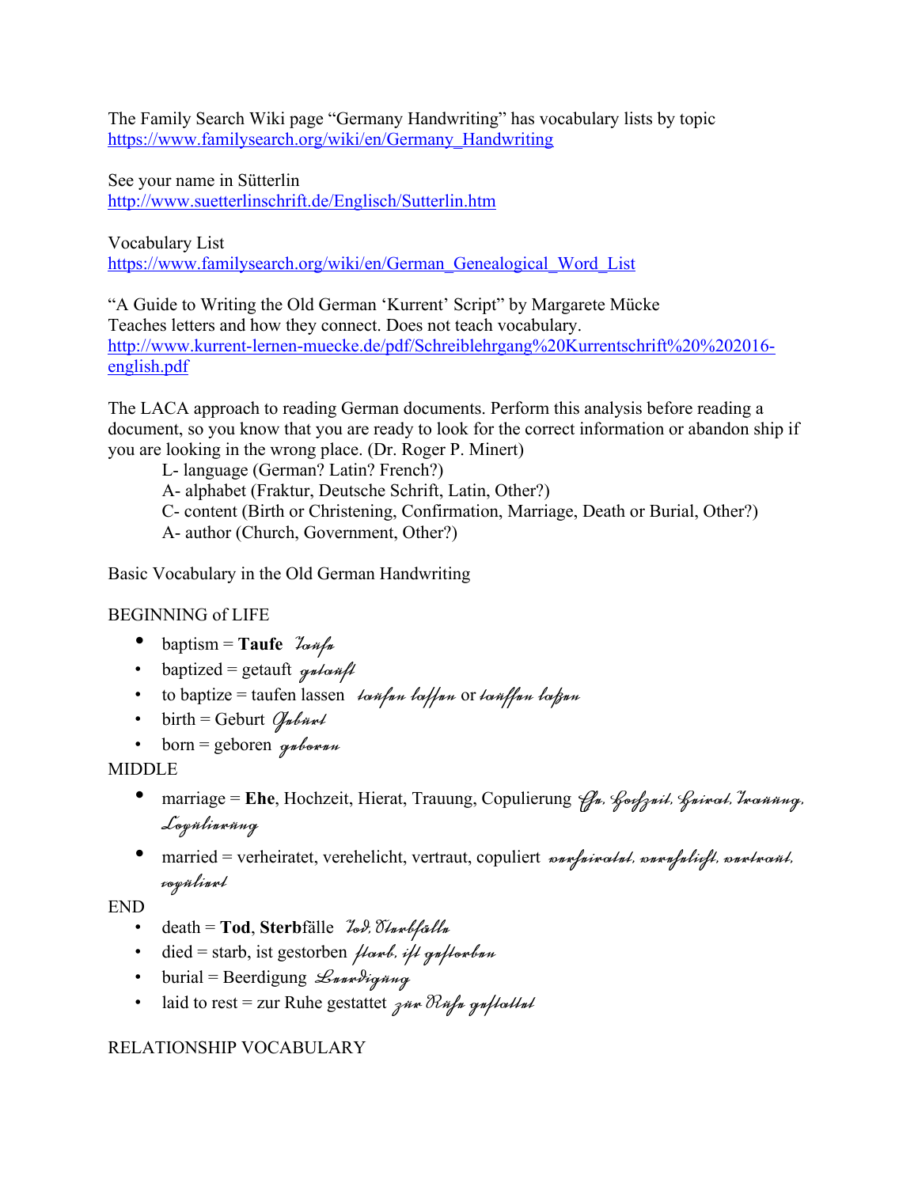The Family Search Wiki page "Germany Handwriting" has vocabulary lists by topic
https://www.familysearch.org/wiki/en/Germany_Handwriting

See your name in Sütterlin
http://www.suetterlinschrift.de/Englisch/Sutterlin.htm

Vocabulary List
https://www.familysearch.org/wiki/en/German_Genealogical_Word_List

"A Guide to Writing the Old German 'Kurrent' Script" by Margarete Mücke
Teaches letters and how they connect. Does not teach vocabulary.
http://www.kurrent-lernen-muecke.de/pdf/Schreiblehrgang%20Kurrentschrift%20%202016-english.pdf

The LACA approach to reading German documents. Perform this analysis before reading a document, so you know that you are ready to look for the correct information or abandon ship if you are looking in the wrong place. (Dr. Roger P. Minert)

> L- language (German? Latin? French?)
> A- alphabet (Fraktur, Deutsche Schrift, Latin, Other?)
> C- content (Birth or Christening, Confirmation, Marriage, Death or Burial, Other?)
> A- author (Church, Government, Other?)

Basic Vocabulary in the Old German Handwriting

BEGINNING of LIFE

- baptism = **Taufe** *Taufe*
- baptized = getauft *getauft*
- to baptize = taufen lassen *taufen lassen* or *tauffen laßen*
- birth = Geburt *Geburt*
- born = geboren *geboren*

MIDDLE

- marriage = **Ehe**, Hochzeit, Hierat, Trauung, Copulierung *Ehe, Hochzeit, Heirat, Trauung, Copulierung*
- married = verheiratet, verehelicht, vertraut, copuliert *verheiratet, verehelicht, vertraut, copuliert*

END

- death = **Tod**, **Sterb**fälle *Tod, Sterbfälle*
- died = starb, ist gestorben *starb, ist gestorben*
- burial = Beerdigung *Beerdigung*
- laid to rest = zur Ruhe gestattet *zur Ruhe gestattet*

RELATIONSHIP VOCABULARY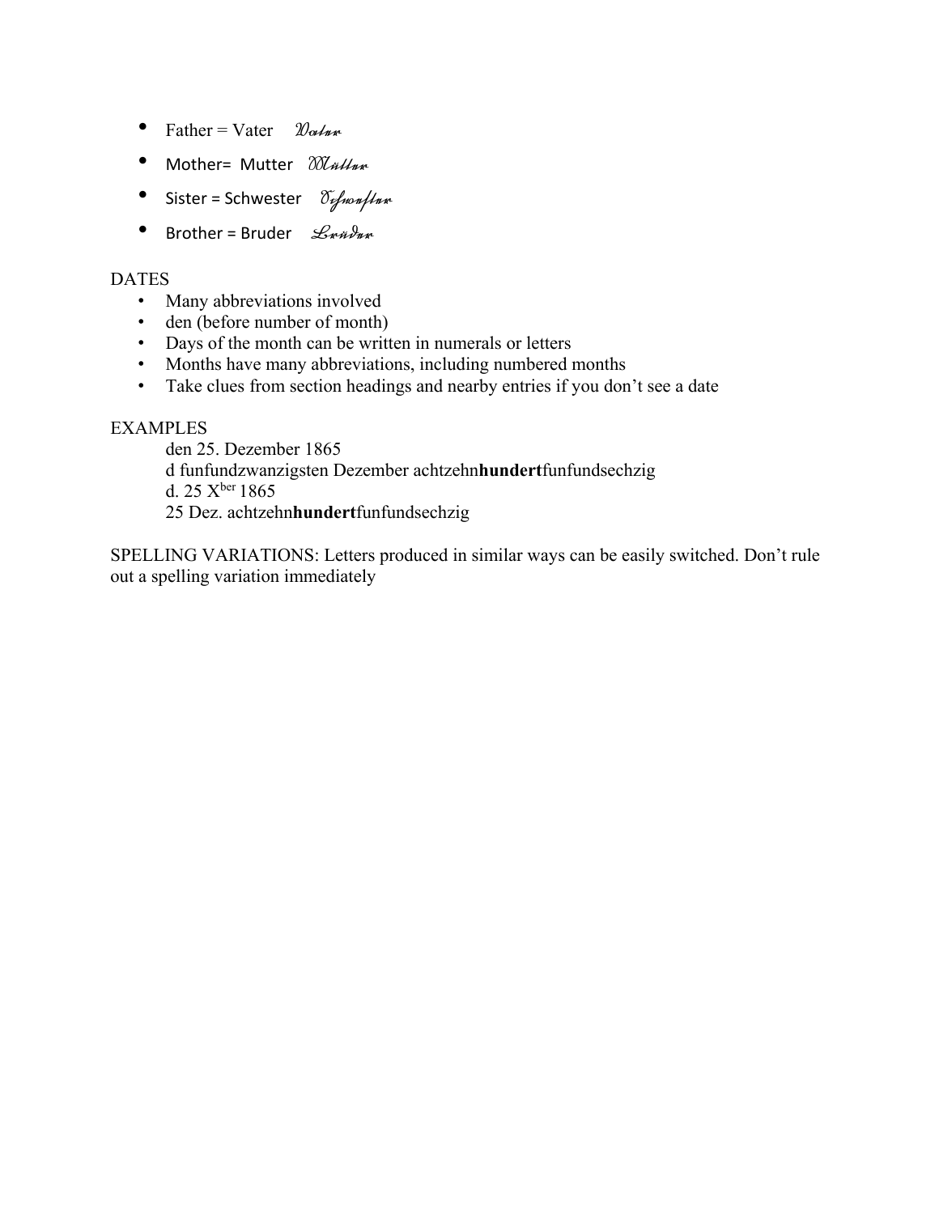- Father = Vater *Vater*
- Mother= Mutter *Mutter*
- Sister = Schwester *Schwester*
- Brother = Bruder *Bruder*

DATES

- Many abbreviations involved
- den (before number of month)
- Days of the month can be written in numerals or letters
- Months have many abbreviations, including numbered months
- Take clues from section headings and nearby entries if you don't see a date

EXAMPLES

den 25. Dezember 1865
d funfundzwanzigsten Dezember achtzehn**hundert**funfundsechzig
d. 25 $X^{ber}$ 1865
25 Dez. achtzehn**hundert**funfundsechzig

SPELLING VARIATIONS: Letters produced in similar ways can be easily switched. Don't rule out a spelling variation immediately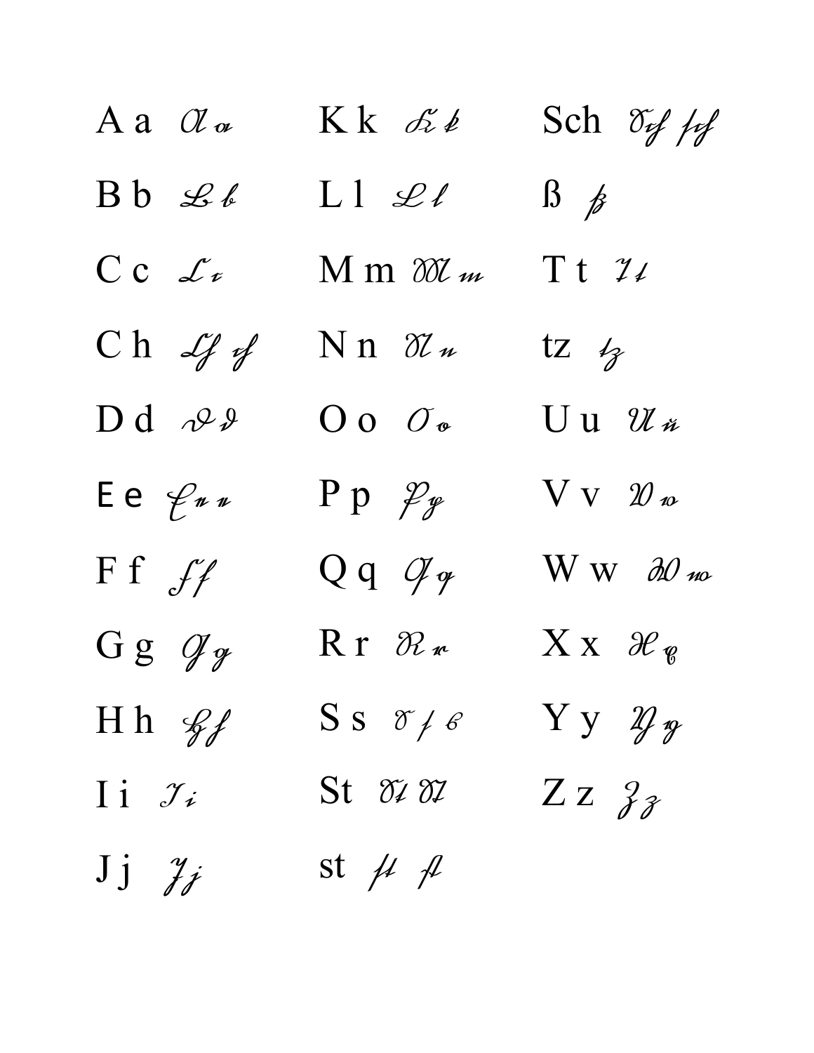A a

B b

C c

C h

D d

E e

F f

G g

H h

I i

J j

K k

L l

M m

N n

O o

P p

Q q

R r

S s

St

st

Sch

ß

T t

tz

U u

V v

W w

X x

Y y

Z z